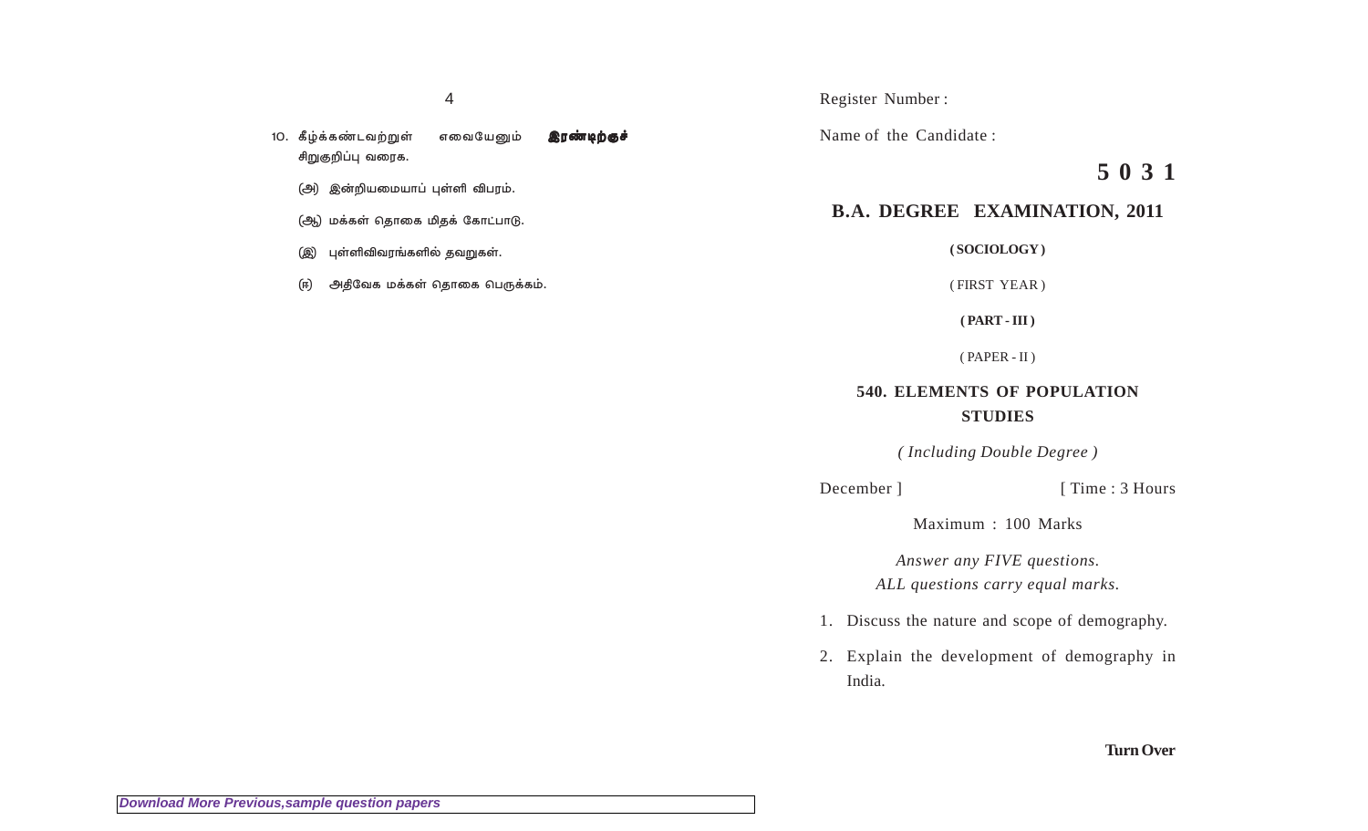10. கீழ்க்கண்டவற்றுள் எவையேனும் **இரண்டிற்குச்** சிறுகுறிப்பு வரைக.

    (அ) இன்றியமையாப் புள்ளி விபரம்.

    (ஆ) மக்கள் தொகை மிதக் கோட்பாடு.

    (இ) புள்ளிவிவரங்களில் தவறுகள்.

    (ஈ) அதிவேக மக்கள் தொகை பெருக்கம்.

Register Number :

Name of the Candidate :

**5 0 3 1**

## B.A. DEGREE EXAMINATION, 2011

**( SOCIOLOGY )**

( FIRST YEAR )

**( PART - III )**

( PAPER - II )

### 540. ELEMENTS OF POPULATION STUDIES

*( Including Double Degree )*

December ] [ Time : 3 Hours

Maximum : 100 Marks

*Answer any FIVE questions.*
*ALL questions carry equal marks.*

1. Discuss the nature and scope of demography.

2. Explain the development of demography in India.

**Turn Over**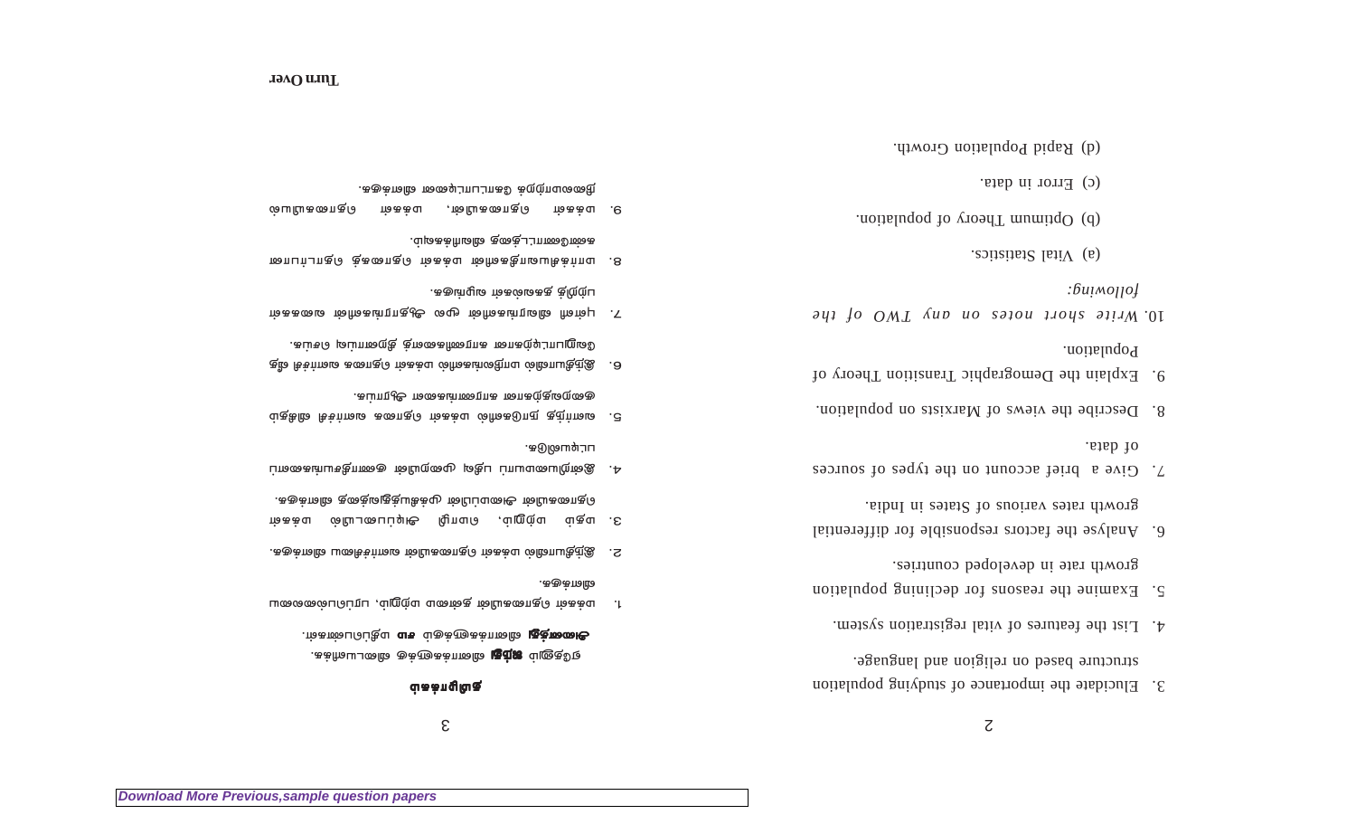3. Elucidate the importance of studying population structure based on religion and language.

4. List the features of vital registration system.

5. Examine the reasons for declining population growth rate in developed countries.

6. Analyse the factors responsible for differential growth rates of various States in India.

7. Give a brief account on the types of sources of data.

8. Describe the views of Marxists on population.

9. Explain the Demographic Transition Theory of Population.

10. *Write short notes on any TWO of the following:*

    (a) Vital Statistics.

    (b) Optimum Theory of population.

    (c) Error in data.

    (d) Rapid Population Growth.

## தமிழாக்கம்

ஏதேனும் **ஐந்து** வினாக்களுக்கு விடையளிக்க.

**அனைத்து** வினாக்களுக்கும் **சம** மதிப்பெண்கள்.

1. மக்கள் தொகையின் தன்மை மற்றும், பரப்பெல்லையை விளக்குக.

2. இந்தியாவில் மக்கள் தொகையின் வளர்ச்சியை விளக்குக.

3. மதம் மற்றும், மொழி அடிப்படையில் மக்கள் தொகையின் அமைப்பின் முக்கியத்துவத்தை விளக்குக.

4. இன்றியமையாப் புள்ளி பதிவு முறையின் குணாதிசயங்களைப் பட்டியலிடுக.

5. வளர்ந்த நாடுகளில் மக்கள் தொகை வளர்ச்சி வீதத்தில் குறைவதற்கான காரணங்களை ஆராய்க.

6. இந்தியாவின் பல்வேறு மாநிலங்களில் மக்கள் தொகை வளர்ச்சி வீத வேறுபாட்டிற்கான காரணங்களைத் திறனாய்வு செய்க.

7. புள்ளி விவரங்களின் மூல ஆதாரங்களின் வகைகள் பற்றிச் சுருக்கமாக வரைக.

8. மார்க்சியவாதிகளின் மக்கள் தொகைக் கோட்பாடு பற்றிய கண்ணோட்டத்தை விவரிக்கவும்.

9. மக்கள் தொகையியல், மக்கள் தொகையியல் நிலைமாற்றக் கோட்பாட்டினை விளக்குக.